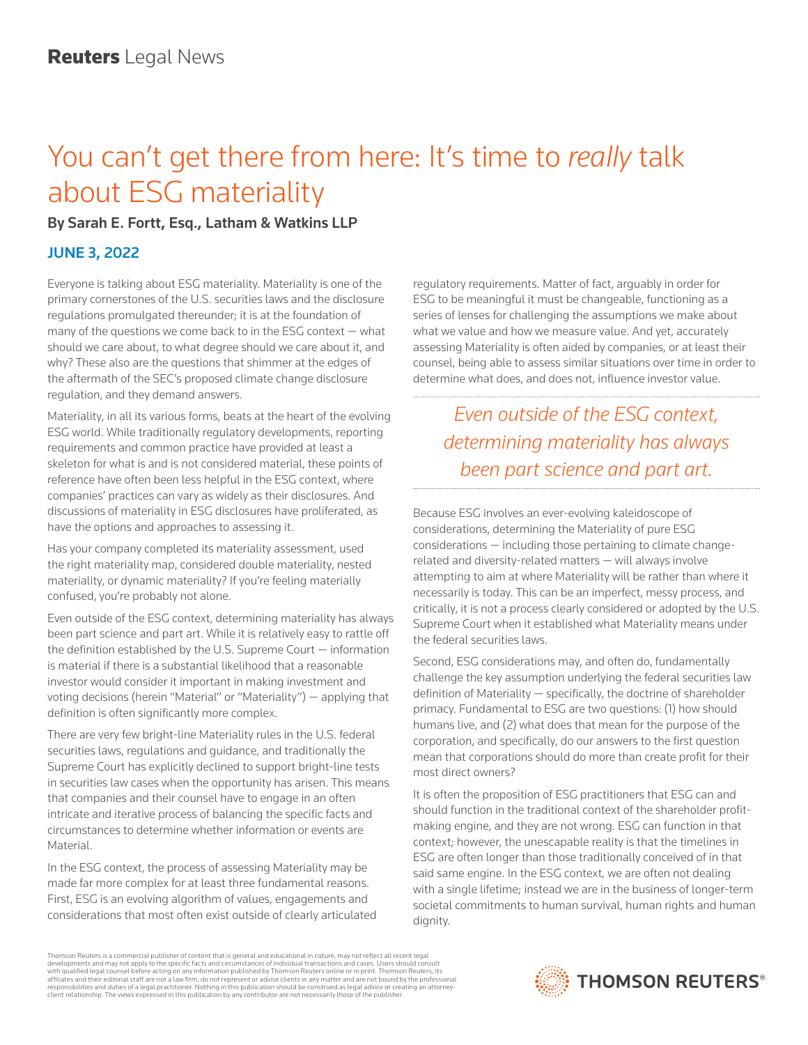Reuters Legal News

# You can't get there from here: It's time to *really* talk about ESG materiality

**By Sarah E. Fortt, Esq., Latham & Watkins LLP**

**JUNE 3, 2022**

Everyone is talking about ESG materiality. Materiality is one of the primary cornerstones of the U.S. securities laws and the disclosure regulations promulgated thereunder; it is at the foundation of many of the questions we come back to in the ESG context — what should we care about, to what degree should we care about it, and why? These also are the questions that shimmer at the edges of the aftermath of the SEC's proposed climate change disclosure regulation, and they demand answers.

Materiality, in all its various forms, beats at the heart of the evolving ESG world. While traditionally regulatory developments, reporting requirements and common practice have provided at least a skeleton for what is and is not considered material, these points of reference have often been less helpful in the ESG context, where companies' practices can vary as widely as their disclosures. And discussions of materiality in ESG disclosures have proliferated, as have the options and approaches to assessing it.

Has your company completed its materiality assessment, used the right materiality map, considered double materiality, nested materiality, or dynamic materiality? If you're feeling materially confused, you're probably not alone.

Even outside of the ESG context, determining materiality has always been part science and part art. While it is relatively easy to rattle off the definition established by the U.S. Supreme Court — information is material if there is a substantial likelihood that a reasonable investor would consider it important in making investment and voting decisions (herein "Material" or "Materiality") — applying that definition is often significantly more complex.

There are very few bright-line Materiality rules in the U.S. federal securities laws, regulations and guidance, and traditionally the Supreme Court has explicitly declined to support bright-line tests in securities law cases when the opportunity has arisen. This means that companies and their counsel have to engage in an often intricate and iterative process of balancing the specific facts and circumstances to determine whether information or events are Material.

In the ESG context, the process of assessing Materiality may be made far more complex for at least three fundamental reasons. First, ESG is an evolving algorithm of values, engagements and considerations that most often exist outside of clearly articulated regulatory requirements. Matter of fact, arguably in order for ESG to be meaningful it must be changeable, functioning as a series of lenses for challenging the assumptions we make about what we value and how we measure value. And yet, accurately assessing Materiality is often aided by companies, or at least their counsel, being able to assess similar situations over time in order to determine what does, and does not, influence investor value.

*Even outside of the ESG context, determining materiality has always been part science and part art.*

Because ESG involves an ever-evolving kaleidoscope of considerations, determining the Materiality of pure ESG considerations — including those pertaining to climate change-related and diversity-related matters — will always involve attempting to aim at where Materiality will be rather than where it necessarily is today. This can be an imperfect, messy process, and critically, it is not a process clearly considered or adopted by the U.S. Supreme Court when it established what Materiality means under the federal securities laws.

Second, ESG considerations may, and often do, fundamentally challenge the key assumption underlying the federal securities law definition of Materiality — specifically, the doctrine of shareholder primacy. Fundamental to ESG are two questions: (1) how should humans live, and (2) what does that mean for the purpose of the corporation, and specifically, do our answers to the first question mean that corporations should do more than create profit for their most direct owners?

It is often the proposition of ESG practitioners that ESG can and should function in the traditional context of the shareholder profit-making engine, and they are not wrong. ESG can function in that context; however, the unescapable reality is that the timelines in ESG are often longer than those traditionally conceived of in that said same engine. In the ESG context, we are often not dealing with a single lifetime; instead we are in the business of longer-term societal commitments to human survival, human rights and human dignity.

Thomson Reuters is a commercial publisher of content that is general and educational in nature, may not reflect all recent legal developments and may not apply to the specific facts and circumstances of individual transactions and cases. Users should consult with qualified legal counsel before acting on any information published by Thomson Reuters online or in print. Thomson Reuters, its affiliates and their editorial staff are not a law firm, do not represent or advise clients in any matter and are not bound by the professional responsibilities and duties of a legal practitioner. Nothing in this publication should be construed as legal advice or creating an attorney-client relationship. The views expressed in this publication by any contributor are not necessarily those of the publisher.

THOMSON REUTERS®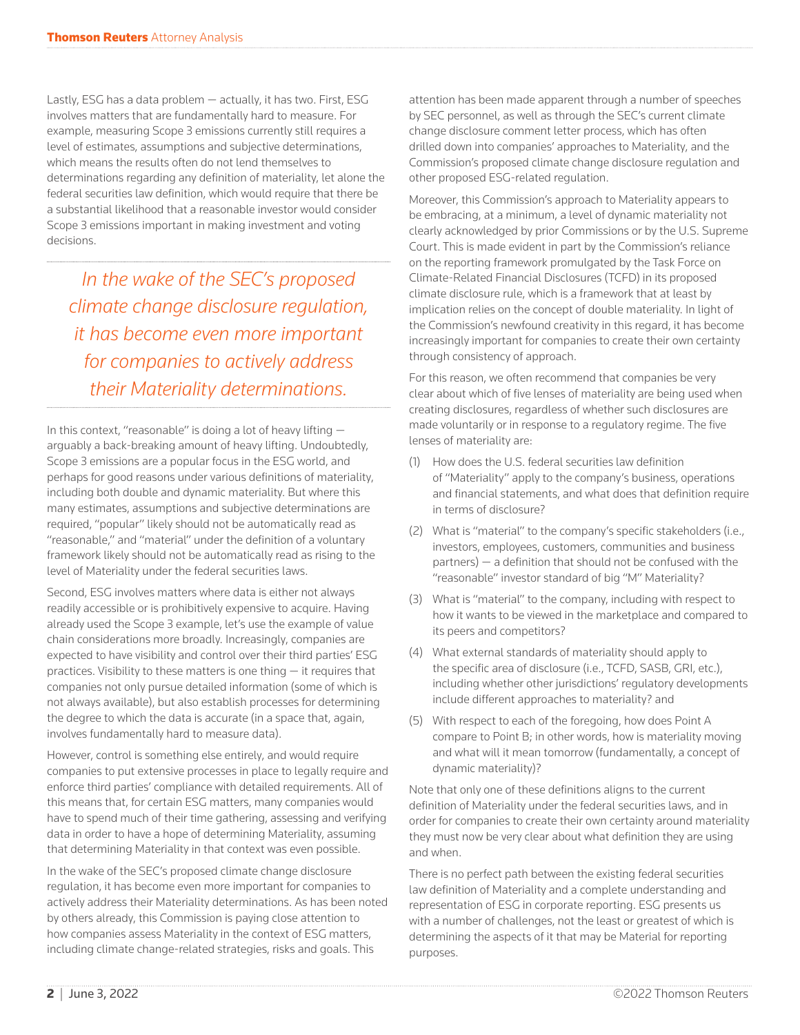Lastly, ESG has a data problem — actually, it has two. First, ESG involves matters that are fundamentally hard to measure. For example, measuring Scope 3 emissions currently still requires a level of estimates, assumptions and subjective determinations, which means the results often do not lend themselves to determinations regarding any definition of materiality, let alone the federal securities law definition, which would require that there be a substantial likelihood that a reasonable investor would consider Scope 3 emissions important in making investment and voting decisions.

*In the wake of the SEC's proposed climate change disclosure regulation, it has become even more important for companies to actively address their Materiality determinations.*

In this context, "reasonable" is doing a lot of heavy lifting — arguably a back-breaking amount of heavy lifting. Undoubtedly, Scope 3 emissions are a popular focus in the ESG world, and perhaps for good reasons under various definitions of materiality, including both double and dynamic materiality. But where this many estimates, assumptions and subjective determinations are required, "popular" likely should not be automatically read as "reasonable," and "material" under the definition of a voluntary framework likely should not be automatically read as rising to the level of Materiality under the federal securities laws.

Second, ESG involves matters where data is either not always readily accessible or is prohibitively expensive to acquire. Having already used the Scope 3 example, let's use the example of value chain considerations more broadly. Increasingly, companies are expected to have visibility and control over their third parties' ESG practices. Visibility to these matters is one thing — it requires that companies not only pursue detailed information (some of which is not always available), but also establish processes for determining the degree to which the data is accurate (in a space that, again, involves fundamentally hard to measure data).

However, control is something else entirely, and would require companies to put extensive processes in place to legally require and enforce third parties' compliance with detailed requirements. All of this means that, for certain ESG matters, many companies would have to spend much of their time gathering, assessing and verifying data in order to have a hope of determining Materiality, assuming that determining Materiality in that context was even possible.

In the wake of the SEC's proposed climate change disclosure regulation, it has become even more important for companies to actively address their Materiality determinations. As has been noted by others already, this Commission is paying close attention to how companies assess Materiality in the context of ESG matters, including climate change-related strategies, risks and goals. This attention has been made apparent through a number of speeches by SEC personnel, as well as through the SEC's current climate change disclosure comment letter process, which has often drilled down into companies' approaches to Materiality, and the Commission's proposed climate change disclosure regulation and other proposed ESG-related regulation.

Moreover, this Commission's approach to Materiality appears to be embracing, at a minimum, a level of dynamic materiality not clearly acknowledged by prior Commissions or by the U.S. Supreme Court. This is made evident in part by the Commission's reliance on the reporting framework promulgated by the Task Force on Climate-Related Financial Disclosures (TCFD) in its proposed climate disclosure rule, which is a framework that at least by implication relies on the concept of double materiality. In light of the Commission's newfound creativity in this regard, it has become increasingly important for companies to create their own certainty through consistency of approach.

For this reason, we often recommend that companies be very clear about which of five lenses of materiality are being used when creating disclosures, regardless of whether such disclosures are made voluntarily or in response to a regulatory regime. The five lenses of materiality are:

(1) How does the U.S. federal securities law definition of "Materiality" apply to the company's business, operations and financial statements, and what does that definition require in terms of disclosure?

(2) What is "material" to the company's specific stakeholders (i.e., investors, employees, customers, communities and business partners) — a definition that should not be confused with the "reasonable" investor standard of big "M" Materiality?

(3) What is "material" to the company, including with respect to how it wants to be viewed in the marketplace and compared to its peers and competitors?

(4) What external standards of materiality should apply to the specific area of disclosure (i.e., TCFD, SASB, GRI, etc.), including whether other jurisdictions' regulatory developments include different approaches to materiality? and

(5) With respect to each of the foregoing, how does Point A compare to Point B; in other words, how is materiality moving and what will it mean tomorrow (fundamentally, a concept of dynamic materiality)?

Note that only one of these definitions aligns to the current definition of Materiality under the federal securities laws, and in order for companies to create their own certainty around materiality they must now be very clear about what definition they are using and when.

There is no perfect path between the existing federal securities law definition of Materiality and a complete understanding and representation of ESG in corporate reporting. ESG presents us with a number of challenges, not the least or greatest of which is determining the aspects of it that may be Material for reporting purposes.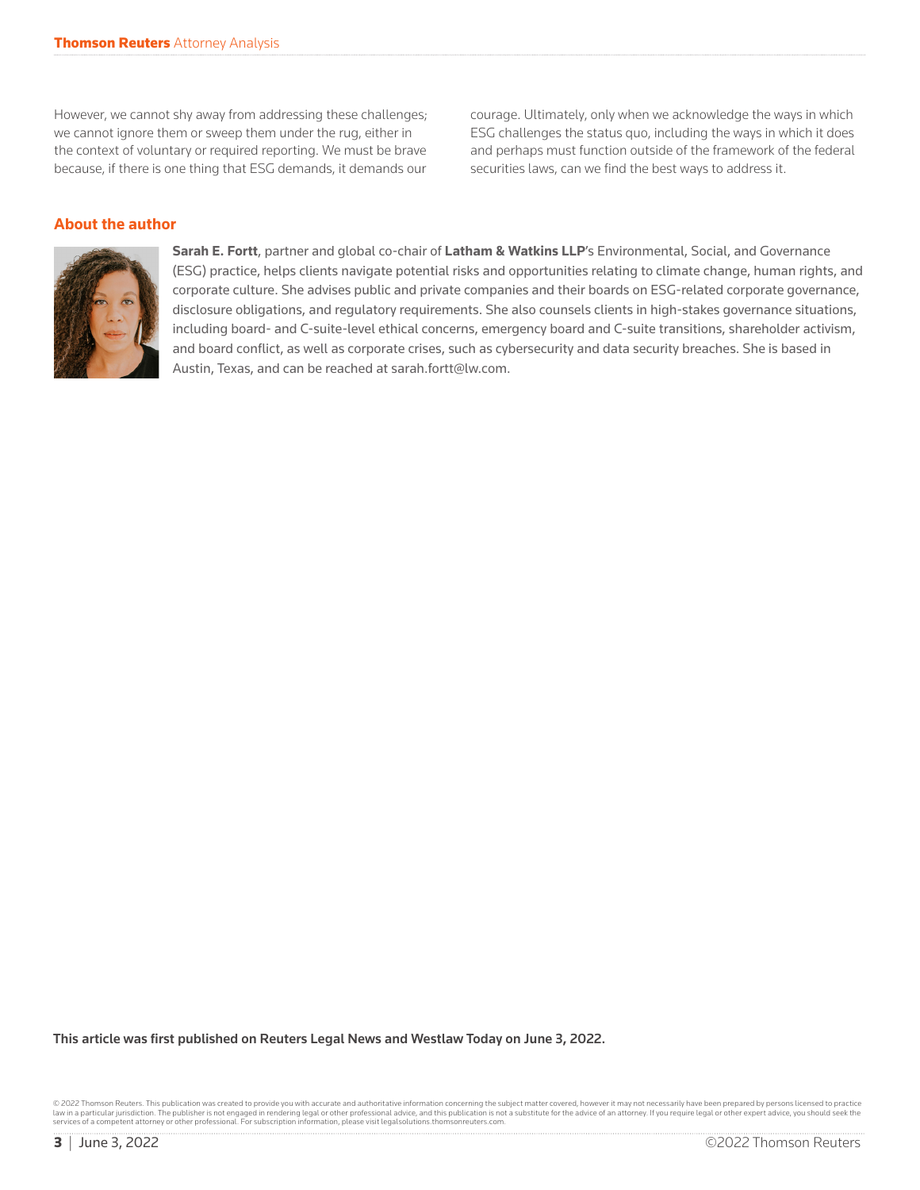However, we cannot shy away from addressing these challenges; we cannot ignore them or sweep them under the rug, either in the context of voluntary or required reporting. We must be brave because, if there is one thing that ESG demands, it demands our courage. Ultimately, only when we acknowledge the ways in which ESG challenges the status quo, including the ways in which it does and perhaps must function outside of the framework of the federal securities laws, can we find the best ways to address it.

## About the author

**Sarah E. Fortt**, partner and global co-chair of **Latham & Watkins LLP**'s Environmental, Social, and Governance (ESG) practice, helps clients navigate potential risks and opportunities relating to climate change, human rights, and corporate culture. She advises public and private companies and their boards on ESG-related corporate governance, disclosure obligations, and regulatory requirements. She also counsels clients in high-stakes governance situations, including board- and C-suite-level ethical concerns, emergency board and C-suite transitions, shareholder activism, and board conflict, as well as corporate crises, such as cybersecurity and data security breaches. She is based in Austin, Texas, and can be reached at sarah.fortt@lw.com.

**This article was first published on Reuters Legal News and Westlaw Today on June 3, 2022.**

© 2022 Thomson Reuters. This publication was created to provide you with accurate and authoritative information concerning the subject matter covered, however it may not necessarily have been prepared by persons licensed to practice law in a particular jurisdiction. The publisher is not engaged in rendering legal or other professional advice, and this publication is not a substitute for the advice of an attorney. If you require legal or other expert advice, you should seek the services of a competent attorney or other professional. For subscription information, please visit legalsolutions.thomsonreuters.com.